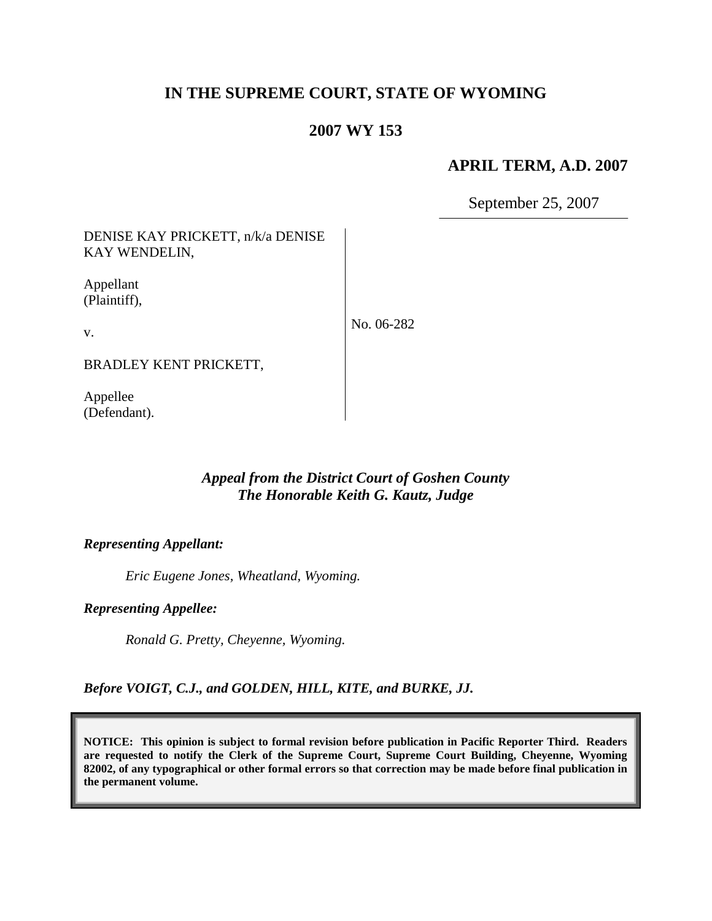# IN THE SUPREME COURT, STATE OF WYOMING

## 2007 WY 153

**APRIL TERM, A.D. 2007**

September 25, 2007

| | |
|---|---|
| DENISE KAY PRICKETT, n/k/a DENISE KAY WENDELIN,<br><br>Appellant (Plaintiff),<br><br>v.<br><br>BRADLEY KENT PRICKETT,<br><br>Appellee (Defendant). | No. 06-282 |

*Appeal from the District Court of Goshen County*
*The Honorable Keith G. Kautz, Judge*

***Representing Appellant:***

*Eric Eugene Jones, Wheatland, Wyoming.*

***Representing Appellee:***

*Ronald G. Pretty, Cheyenne, Wyoming.*

***Before VOIGT, C.J., and GOLDEN, HILL, KITE, and BURKE, JJ.***

**NOTICE: This opinion is subject to formal revision before publication in Pacific Reporter Third. Readers are requested to notify the Clerk of the Supreme Court, Supreme Court Building, Cheyenne, Wyoming 82002, of any typographical or other formal errors so that correction may be made before final publication in the permanent volume.**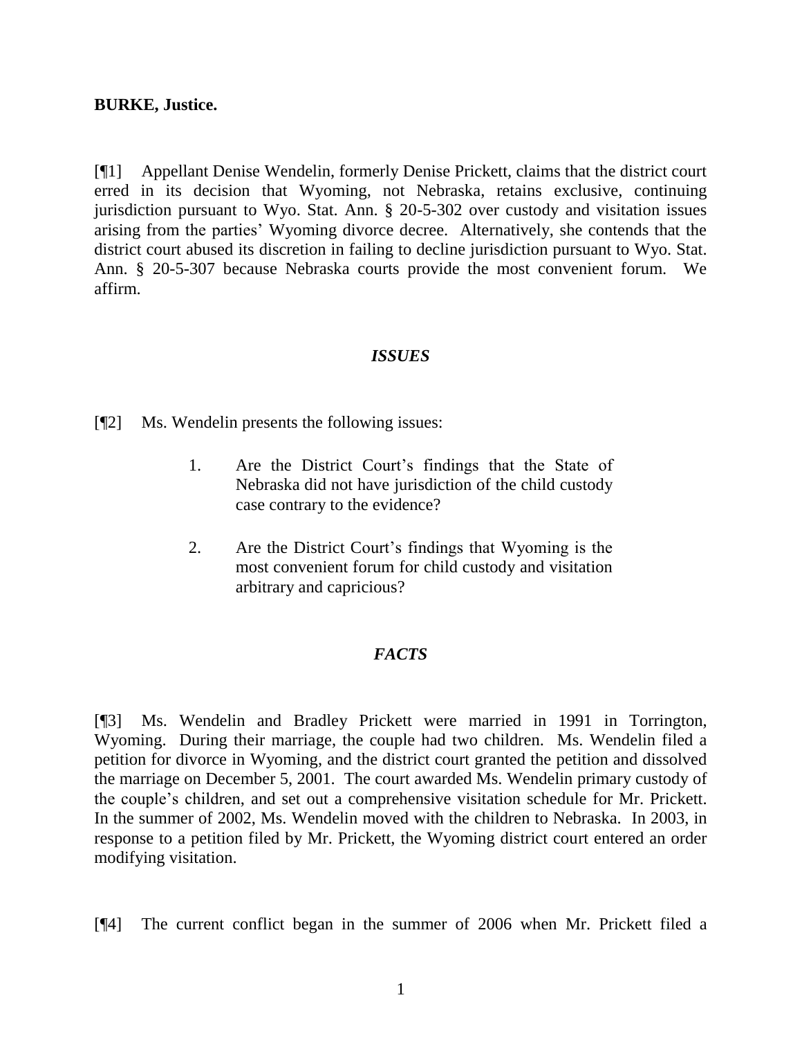**BURKE, Justice.**

[¶1] Appellant Denise Wendelin, formerly Denise Prickett, claims that the district court erred in its decision that Wyoming, not Nebraska, retains exclusive, continuing jurisdiction pursuant to Wyo. Stat. Ann. § 20-5-302 over custody and visitation issues arising from the parties' Wyoming divorce decree. Alternatively, she contends that the district court abused its discretion in failing to decline jurisdiction pursuant to Wyo. Stat. Ann. § 20-5-307 because Nebraska courts provide the most convenient forum. We affirm.

### *ISSUES*

[¶2] Ms. Wendelin presents the following issues:

> 1. Are the District Court's findings that the State of Nebraska did not have jurisdiction of the child custody case contrary to the evidence?
>
> 2. Are the District Court's findings that Wyoming is the most convenient forum for child custody and visitation arbitrary and capricious?

### *FACTS*

[¶3] Ms. Wendelin and Bradley Prickett were married in 1991 in Torrington, Wyoming. During their marriage, the couple had two children. Ms. Wendelin filed a petition for divorce in Wyoming, and the district court granted the petition and dissolved the marriage on December 5, 2001. The court awarded Ms. Wendelin primary custody of the couple's children, and set out a comprehensive visitation schedule for Mr. Prickett. In the summer of 2002, Ms. Wendelin moved with the children to Nebraska. In 2003, in response to a petition filed by Mr. Prickett, the Wyoming district court entered an order modifying visitation.

[¶4] The current conflict began in the summer of 2006 when Mr. Prickett filed a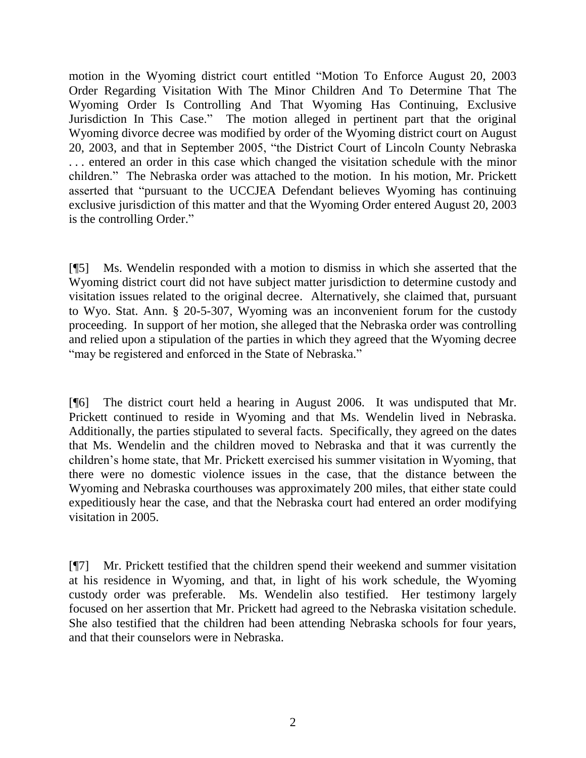motion in the Wyoming district court entitled "Motion To Enforce August 20, 2003 Order Regarding Visitation With The Minor Children And To Determine That The Wyoming Order Is Controlling And That Wyoming Has Continuing, Exclusive Jurisdiction In This Case." The motion alleged in pertinent part that the original Wyoming divorce decree was modified by order of the Wyoming district court on August 20, 2003, and that in September 2005, "the District Court of Lincoln County Nebraska . . . entered an order in this case which changed the visitation schedule with the minor children." The Nebraska order was attached to the motion. In his motion, Mr. Prickett asserted that "pursuant to the UCCJEA Defendant believes Wyoming has continuing exclusive jurisdiction of this matter and that the Wyoming Order entered August 20, 2003 is the controlling Order."

[¶5] Ms. Wendelin responded with a motion to dismiss in which she asserted that the Wyoming district court did not have subject matter jurisdiction to determine custody and visitation issues related to the original decree. Alternatively, she claimed that, pursuant to Wyo. Stat. Ann. § 20-5-307, Wyoming was an inconvenient forum for the custody proceeding. In support of her motion, she alleged that the Nebraska order was controlling and relied upon a stipulation of the parties in which they agreed that the Wyoming decree "may be registered and enforced in the State of Nebraska."

[¶6] The district court held a hearing in August 2006. It was undisputed that Mr. Prickett continued to reside in Wyoming and that Ms. Wendelin lived in Nebraska. Additionally, the parties stipulated to several facts. Specifically, they agreed on the dates that Ms. Wendelin and the children moved to Nebraska and that it was currently the children's home state, that Mr. Prickett exercised his summer visitation in Wyoming, that there were no domestic violence issues in the case, that the distance between the Wyoming and Nebraska courthouses was approximately 200 miles, that either state could expeditiously hear the case, and that the Nebraska court had entered an order modifying visitation in 2005.

[¶7] Mr. Prickett testified that the children spend their weekend and summer visitation at his residence in Wyoming, and that, in light of his work schedule, the Wyoming custody order was preferable. Ms. Wendelin also testified. Her testimony largely focused on her assertion that Mr. Prickett had agreed to the Nebraska visitation schedule. She also testified that the children had been attending Nebraska schools for four years, and that their counselors were in Nebraska.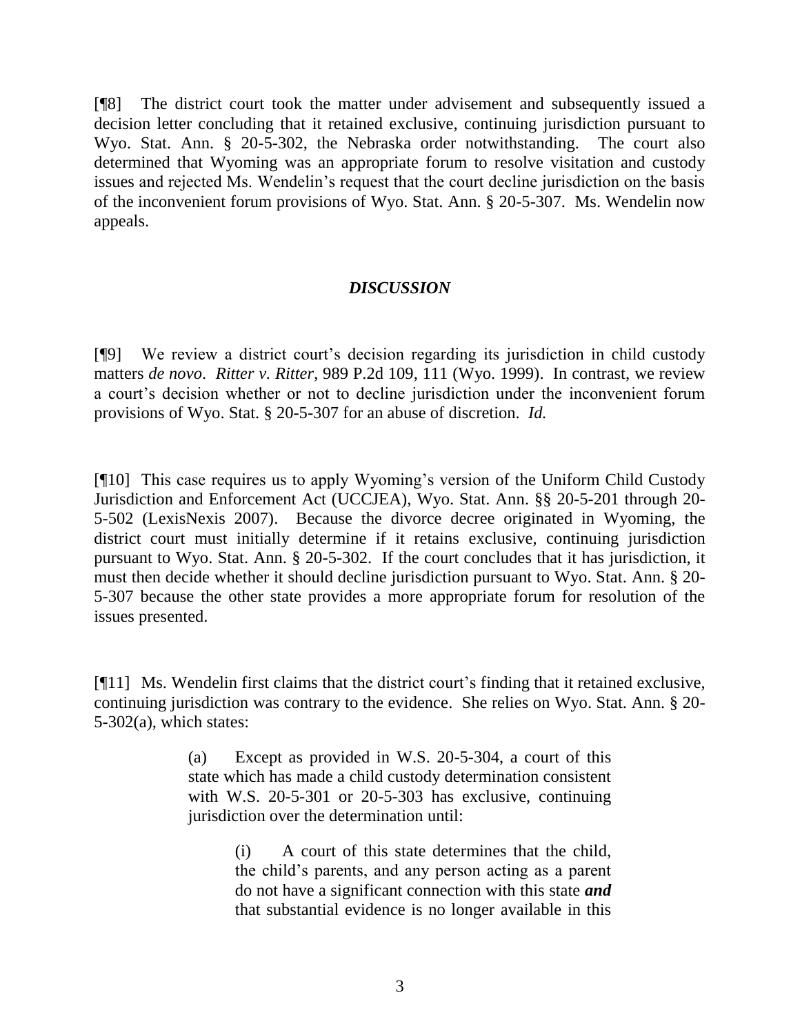[¶8] The district court took the matter under advisement and subsequently issued a decision letter concluding that it retained exclusive, continuing jurisdiction pursuant to Wyo. Stat. Ann. § 20-5-302, the Nebraska order notwithstanding. The court also determined that Wyoming was an appropriate forum to resolve visitation and custody issues and rejected Ms. Wendelin's request that the court decline jurisdiction on the basis of the inconvenient forum provisions of Wyo. Stat. Ann. § 20-5-307. Ms. Wendelin now appeals.

## *DISCUSSION*

[¶9] We review a district court's decision regarding its jurisdiction in child custody matters *de novo*. *Ritter v. Ritter*, 989 P.2d 109, 111 (Wyo. 1999). In contrast, we review a court's decision whether or not to decline jurisdiction under the inconvenient forum provisions of Wyo. Stat. § 20-5-307 for an abuse of discretion. *Id.*

[¶10] This case requires us to apply Wyoming's version of the Uniform Child Custody Jurisdiction and Enforcement Act (UCCJEA), Wyo. Stat. Ann. §§ 20-5-201 through 20-5-502 (LexisNexis 2007). Because the divorce decree originated in Wyoming, the district court must initially determine if it retains exclusive, continuing jurisdiction pursuant to Wyo. Stat. Ann. § 20-5-302. If the court concludes that it has jurisdiction, it must then decide whether it should decline jurisdiction pursuant to Wyo. Stat. Ann. § 20-5-307 because the other state provides a more appropriate forum for resolution of the issues presented.

[¶11] Ms. Wendelin first claims that the district court's finding that it retained exclusive, continuing jurisdiction was contrary to the evidence. She relies on Wyo. Stat. Ann. § 20-5-302(a), which states:

> (a) Except as provided in W.S. 20-5-304, a court of this state which has made a child custody determination consistent with W.S. 20-5-301 or 20-5-303 has exclusive, continuing jurisdiction over the determination until:
>
> > (i) A court of this state determines that the child, the child's parents, and any person acting as a parent do not have a significant connection with this state ***and*** that substantial evidence is no longer available in this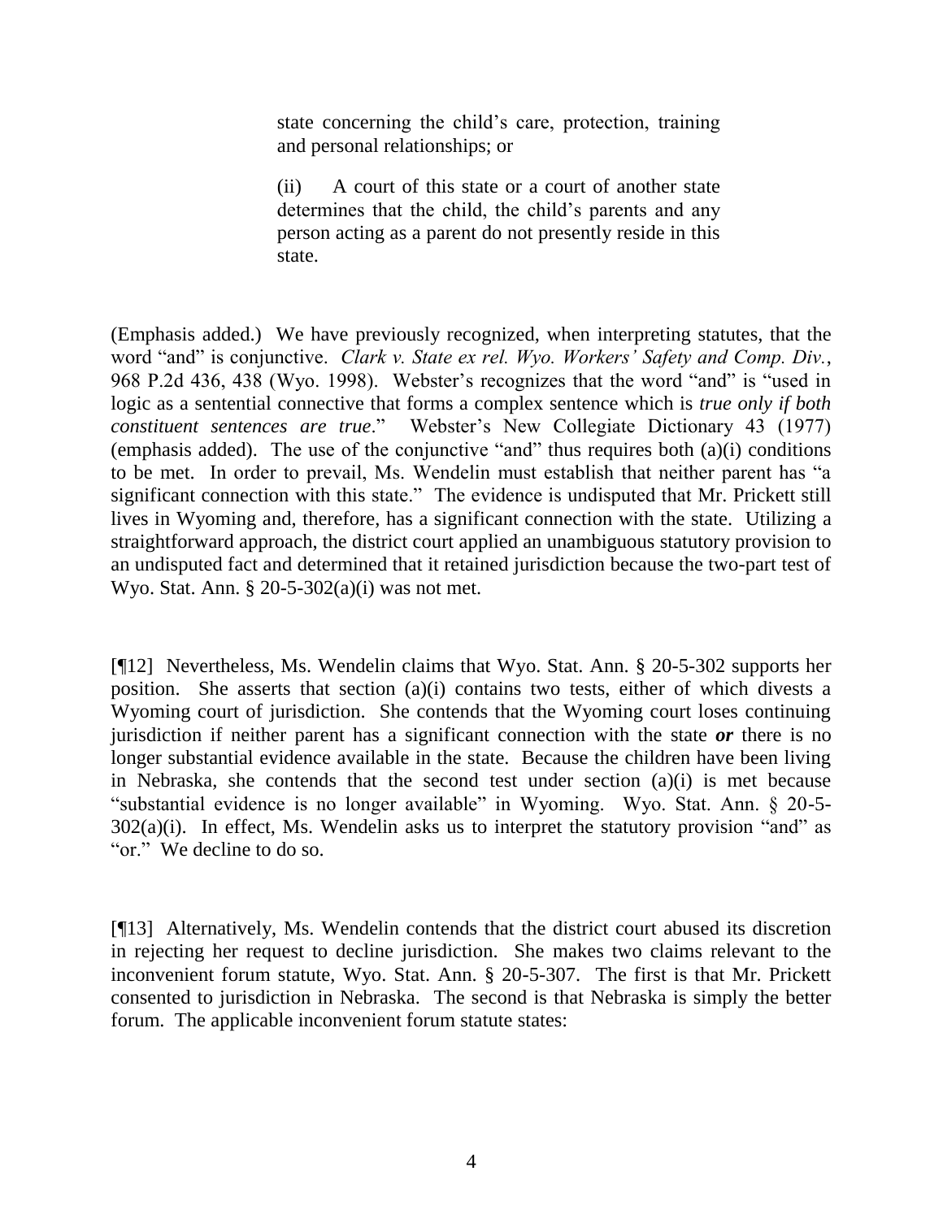> state concerning the child's care, protection, training and personal relationships; or
>
> (ii) A court of this state or a court of another state determines that the child, the child's parents and any person acting as a parent do not presently reside in this state.

(Emphasis added.) We have previously recognized, when interpreting statutes, that the word "and" is conjunctive. *Clark v. State ex rel. Wyo. Workers' Safety and Comp. Div.*, 968 P.2d 436, 438 (Wyo. 1998). Webster's recognizes that the word "and" is "used in logic as a sentential connective that forms a complex sentence which is *true only if both constituent sentences are true*." Webster's New Collegiate Dictionary 43 (1977) (emphasis added). The use of the conjunctive "and" thus requires both (a)(i) conditions to be met. In order to prevail, Ms. Wendelin must establish that neither parent has "a significant connection with this state." The evidence is undisputed that Mr. Prickett still lives in Wyoming and, therefore, has a significant connection with the state. Utilizing a straightforward approach, the district court applied an unambiguous statutory provision to an undisputed fact and determined that it retained jurisdiction because the two-part test of Wyo. Stat. Ann. § 20-5-302(a)(i) was not met.

[¶12] Nevertheless, Ms. Wendelin claims that Wyo. Stat. Ann. § 20-5-302 supports her position. She asserts that section (a)(i) contains two tests, either of which divests a Wyoming court of jurisdiction. She contends that the Wyoming court loses continuing jurisdiction if neither parent has a significant connection with the state ***or*** there is no longer substantial evidence available in the state. Because the children have been living in Nebraska, she contends that the second test under section (a)(i) is met because "substantial evidence is no longer available" in Wyoming. Wyo. Stat. Ann. § 20-5-302(a)(i). In effect, Ms. Wendelin asks us to interpret the statutory provision "and" as "or." We decline to do so.

[¶13] Alternatively, Ms. Wendelin contends that the district court abused its discretion in rejecting her request to decline jurisdiction. She makes two claims relevant to the inconvenient forum statute, Wyo. Stat. Ann. § 20-5-307. The first is that Mr. Prickett consented to jurisdiction in Nebraska. The second is that Nebraska is simply the better forum. The applicable inconvenient forum statute states: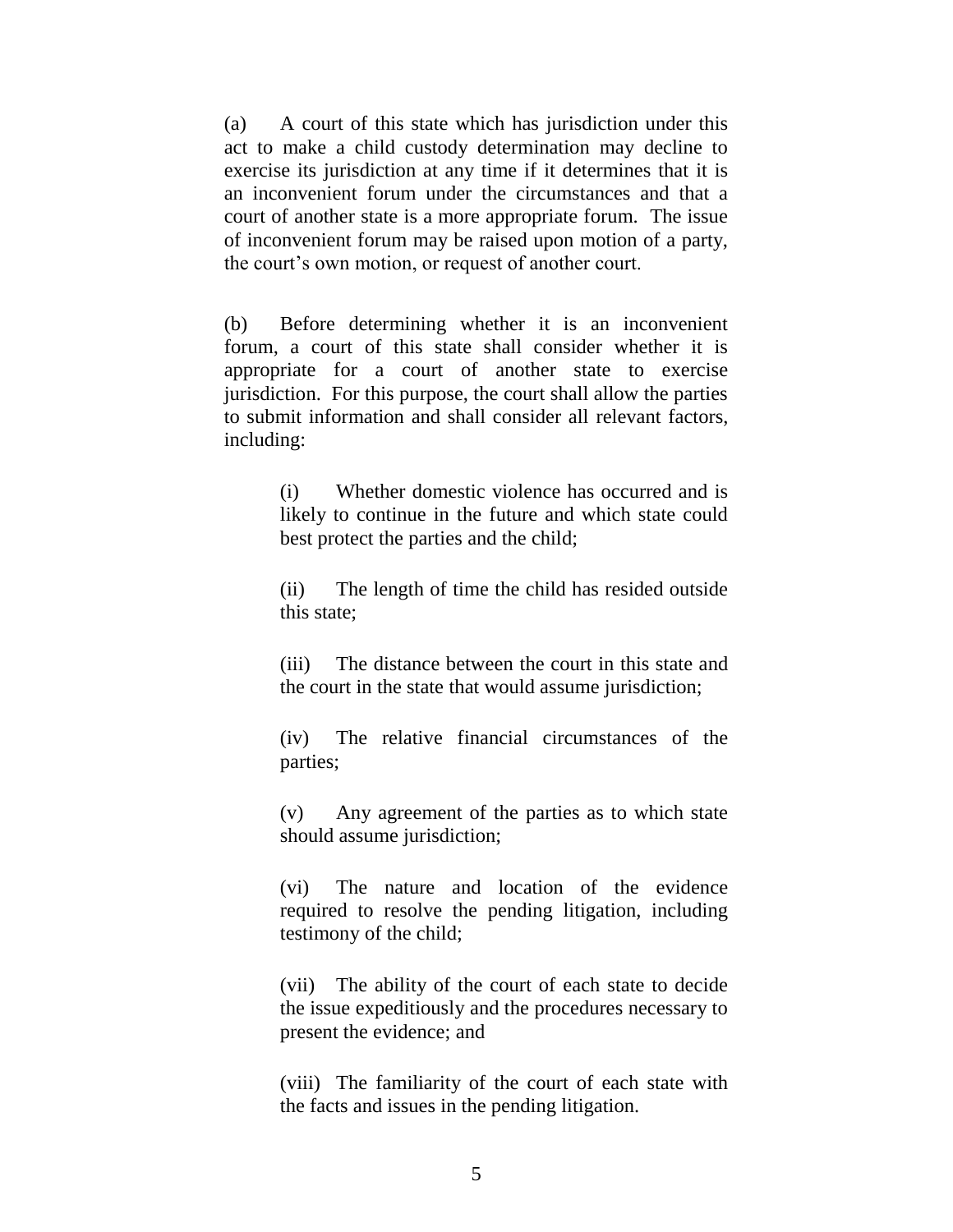(a) A court of this state which has jurisdiction under this act to make a child custody determination may decline to exercise its jurisdiction at any time if it determines that it is an inconvenient forum under the circumstances and that a court of another state is a more appropriate forum. The issue of inconvenient forum may be raised upon motion of a party, the court's own motion, or request of another court.

(b) Before determining whether it is an inconvenient forum, a court of this state shall consider whether it is appropriate for a court of another state to exercise jurisdiction. For this purpose, the court shall allow the parties to submit information and shall consider all relevant factors, including:

> (i) Whether domestic violence has occurred and is likely to continue in the future and which state could best protect the parties and the child;
>
> (ii) The length of time the child has resided outside this state;
>
> (iii) The distance between the court in this state and the court in the state that would assume jurisdiction;
>
> (iv) The relative financial circumstances of the parties;
>
> (v) Any agreement of the parties as to which state should assume jurisdiction;
>
> (vi) The nature and location of the evidence required to resolve the pending litigation, including testimony of the child;
>
> (vii) The ability of the court of each state to decide the issue expeditiously and the procedures necessary to present the evidence; and
>
> (viii) The familiarity of the court of each state with the facts and issues in the pending litigation.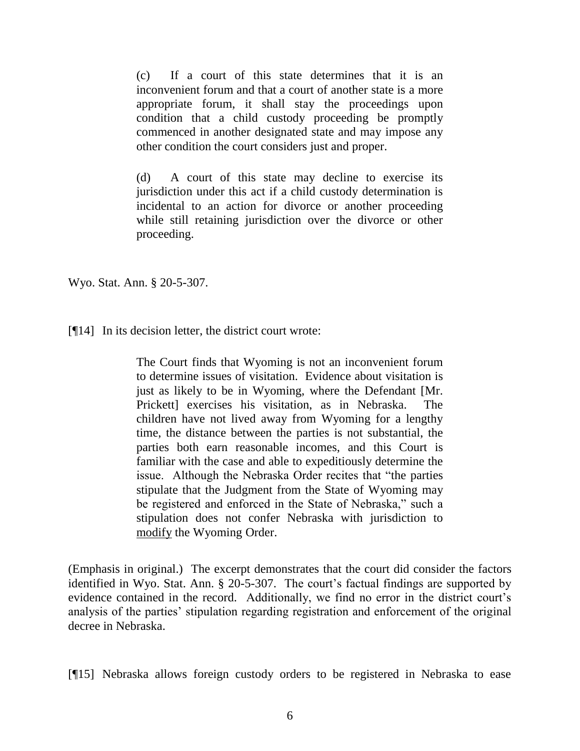> (c) If a court of this state determines that it is an inconvenient forum and that a court of another state is a more appropriate forum, it shall stay the proceedings upon condition that a child custody proceeding be promptly commenced in another designated state and may impose any other condition the court considers just and proper.
>
> (d) A court of this state may decline to exercise its jurisdiction under this act if a child custody determination is incidental to an action for divorce or another proceeding while still retaining jurisdiction over the divorce or other proceeding.

Wyo. Stat. Ann. § 20-5-307.

[¶14] In its decision letter, the district court wrote:

> The Court finds that Wyoming is not an inconvenient forum to determine issues of visitation. Evidence about visitation is just as likely to be in Wyoming, where the Defendant [Mr. Prickett] exercises his visitation, as in Nebraska. The children have not lived away from Wyoming for a lengthy time, the distance between the parties is not substantial, the parties both earn reasonable incomes, and this Court is familiar with the case and able to expeditiously determine the issue. Although the Nebraska Order recites that "the parties stipulate that the Judgment from the State of Wyoming may be registered and enforced in the State of Nebraska," such a stipulation does not confer Nebraska with jurisdiction to <u>modify</u> the Wyoming Order.

(Emphasis in original.) The excerpt demonstrates that the court did consider the factors identified in Wyo. Stat. Ann. § 20-5-307. The court's factual findings are supported by evidence contained in the record. Additionally, we find no error in the district court's analysis of the parties' stipulation regarding registration and enforcement of the original decree in Nebraska.

[¶15] Nebraska allows foreign custody orders to be registered in Nebraska to ease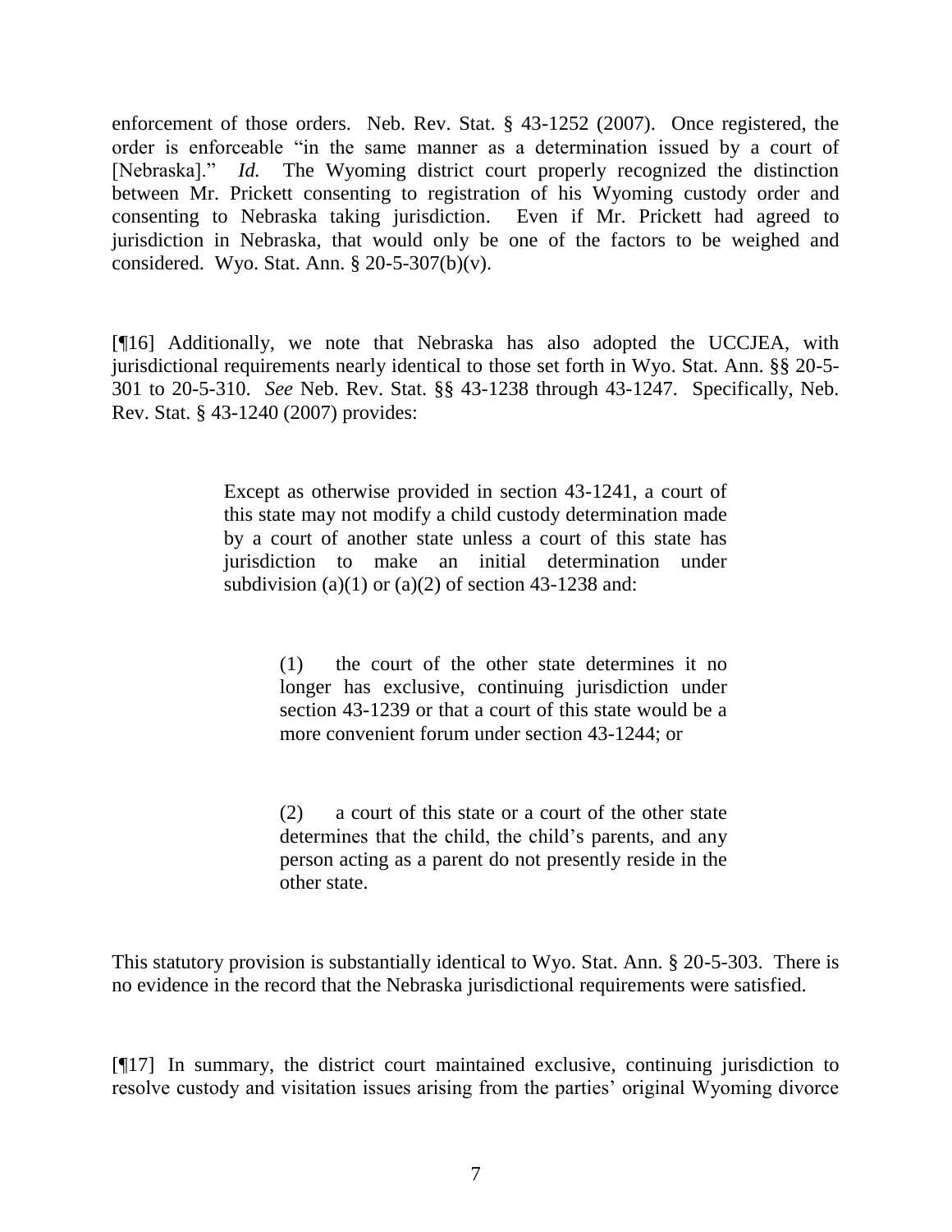enforcement of those orders. Neb. Rev. Stat. § 43-1252 (2007). Once registered, the order is enforceable "in the same manner as a determination issued by a court of [Nebraska]." *Id.* The Wyoming district court properly recognized the distinction between Mr. Prickett consenting to registration of his Wyoming custody order and consenting to Nebraska taking jurisdiction. Even if Mr. Prickett had agreed to jurisdiction in Nebraska, that would only be one of the factors to be weighed and considered. Wyo. Stat. Ann. § 20-5-307(b)(v).

[¶16] Additionally, we note that Nebraska has also adopted the UCCJEA, with jurisdictional requirements nearly identical to those set forth in Wyo. Stat. Ann. §§ 20-5-301 to 20-5-310. *See* Neb. Rev. Stat. §§ 43-1238 through 43-1247. Specifically, Neb. Rev. Stat. § 43-1240 (2007) provides:

> Except as otherwise provided in section 43-1241, a court of this state may not modify a child custody determination made by a court of another state unless a court of this state has jurisdiction to make an initial determination under subdivision (a)(1) or (a)(2) of section 43-1238 and:
>
> > (1) the court of the other state determines it no longer has exclusive, continuing jurisdiction under section 43-1239 or that a court of this state would be a more convenient forum under section 43-1244; or
> >
> > (2) a court of this state or a court of the other state determines that the child, the child's parents, and any person acting as a parent do not presently reside in the other state.

This statutory provision is substantially identical to Wyo. Stat. Ann. § 20-5-303. There is no evidence in the record that the Nebraska jurisdictional requirements were satisfied.

[¶17] In summary, the district court maintained exclusive, continuing jurisdiction to resolve custody and visitation issues arising from the parties' original Wyoming divorce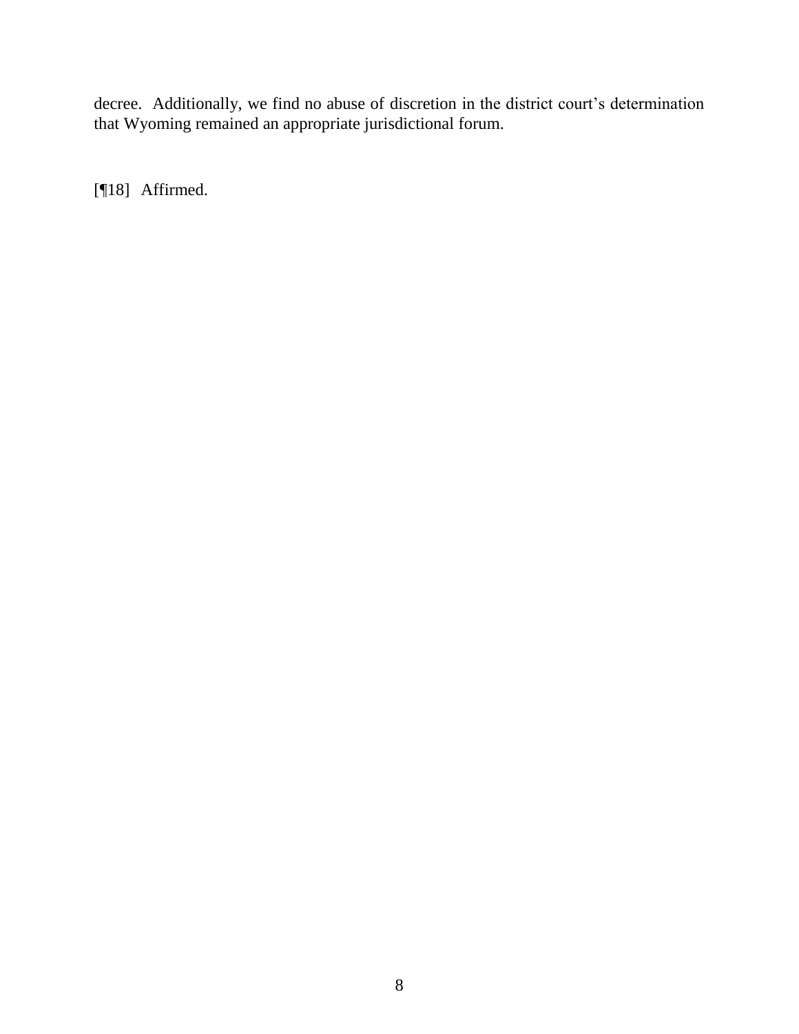decree. Additionally, we find no abuse of discretion in the district court's determination that Wyoming remained an appropriate jurisdictional forum.

[¶18] Affirmed.